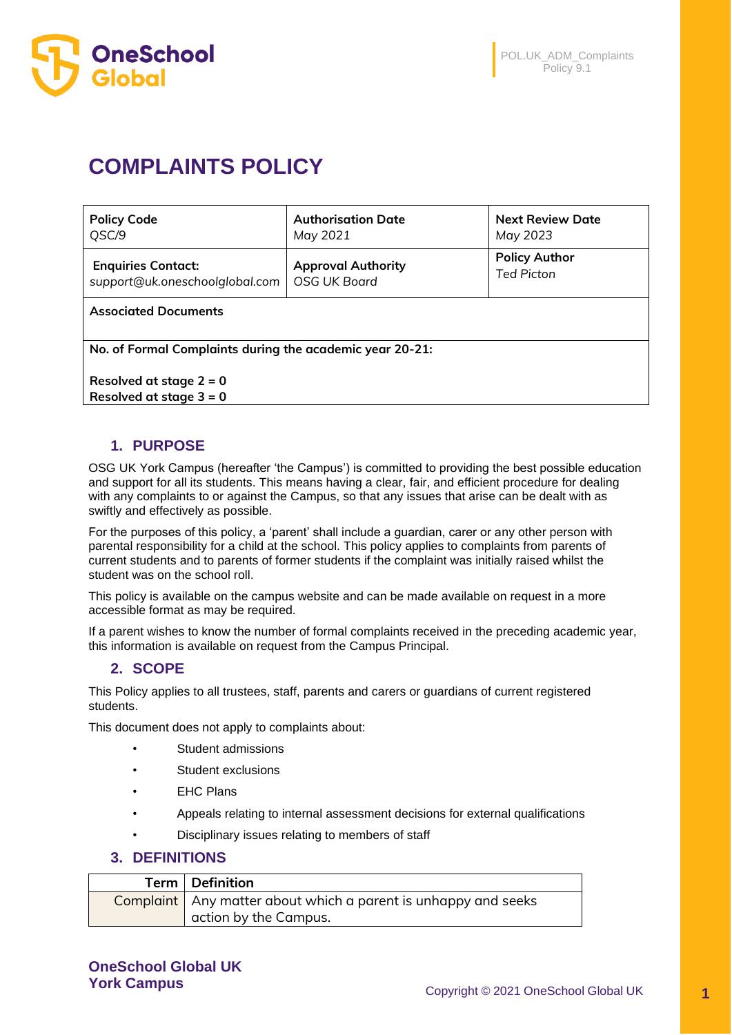# COMPLAINTS POLICY

| **Policy Code**<br>*QSC/9* | **Authorisation Date**<br>*May 2021* | **Next Review Date**<br>*May 2023* |
|---|---|---|
| **Enquiries Contact:**<br>*support@uk.oneschoolglobal.com* | **Approval Authority**<br>*OSG UK Board* | **Policy Author**<br>*Ted Picton* |
| **Associated Documents** | | |
| **No. of Formal Complaints during the academic year 20-21:**<br><br>**Resolved at stage 2 = 0**<br>**Resolved at stage 3 = 0** | | |

## 1. PURPOSE

OSG UK York Campus (hereafter 'the Campus') is committed to providing the best possible education and support for all its students. This means having a clear, fair, and efficient procedure for dealing with any complaints to or against the Campus, so that any issues that arise can be dealt with as swiftly and effectively as possible.

For the purposes of this policy, a 'parent' shall include a guardian, carer or any other person with parental responsibility for a child at the school. This policy applies to complaints from parents of current students and to parents of former students if the complaint was initially raised whilst the student was on the school roll.

This policy is available on the campus website and can be made available on request in a more accessible format as may be required.

If a parent wishes to know the number of formal complaints received in the preceding academic year, this information is available on request from the Campus Principal.

## 2. SCOPE

This Policy applies to all trustees, staff, parents and carers or guardians of current registered students.

This document does not apply to complaints about:

- Student admissions
- Student exclusions
- EHC Plans
- Appeals relating to internal assessment decisions for external qualifications
- Disciplinary issues relating to members of staff

## 3. DEFINITIONS

| Term | Definition |
|---|---|
| Complaint | Any matter about which a parent is unhappy and seeks action by the Campus. |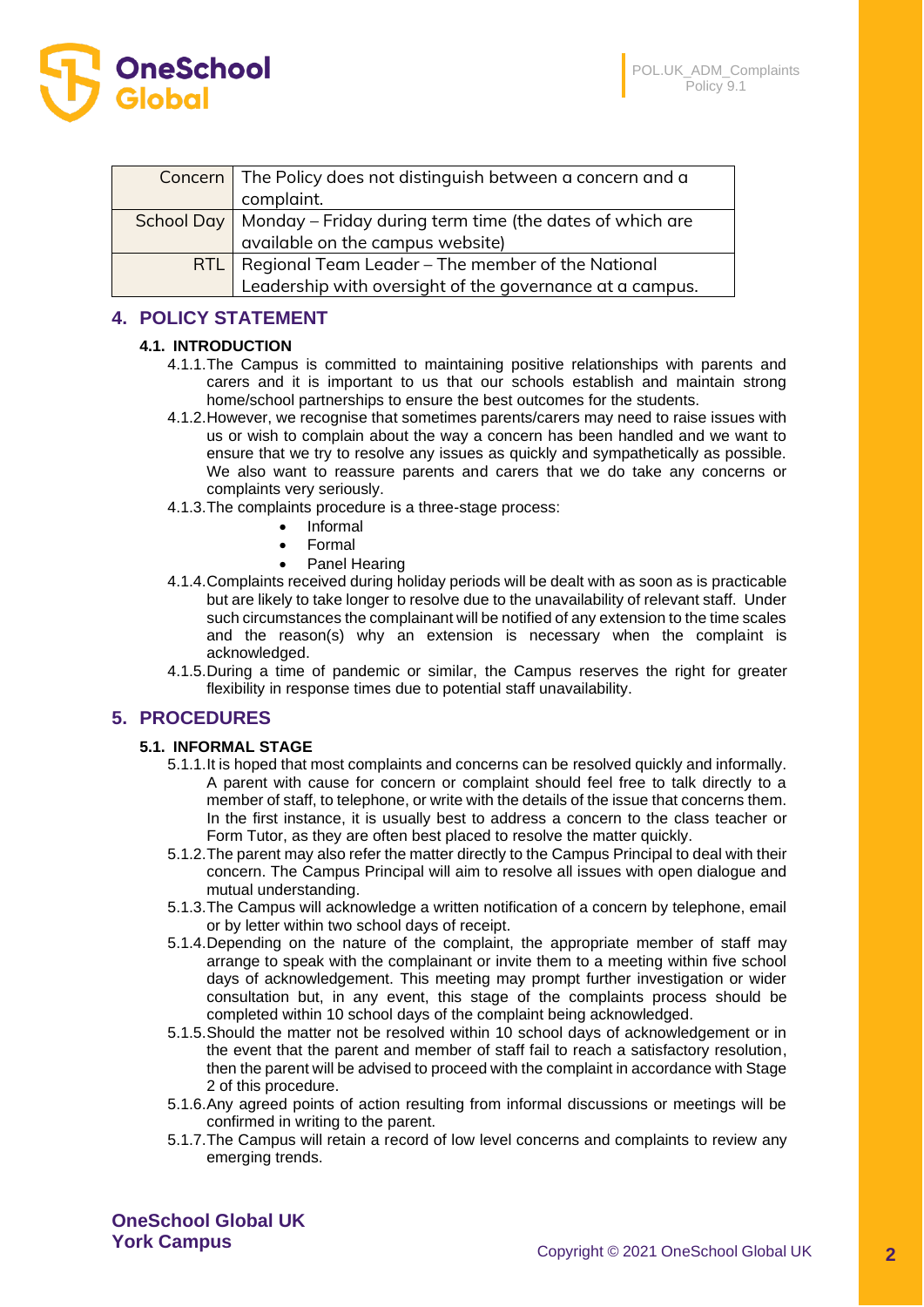| | |
|---|---|
| Concern | The Policy does not distinguish between a concern and a complaint. |
| School Day | Monday – Friday during term time (the dates of which are available on the campus website) |
| RTL | Regional Team Leader – The member of the National Leadership with oversight of the governance at a campus. |

## 4. POLICY STATEMENT

### 4.1. INTRODUCTION

4.1.1. The Campus is committed to maintaining positive relationships with parents and carers and it is important to us that our schools establish and maintain strong home/school partnerships to ensure the best outcomes for the students.

4.1.2. However, we recognise that sometimes parents/carers may need to raise issues with us or wish to complain about the way a concern has been handled and we want to ensure that we try to resolve any issues as quickly and sympathetically as possible. We also want to reassure parents and carers that we do take any concerns or complaints very seriously.

4.1.3. The complaints procedure is a three-stage process:

- Informal
- Formal
- Panel Hearing

4.1.4. Complaints received during holiday periods will be dealt with as soon as is practicable but are likely to take longer to resolve due to the unavailability of relevant staff. Under such circumstances the complainant will be notified of any extension to the time scales and the reason(s) why an extension is necessary when the complaint is acknowledged.

4.1.5. During a time of pandemic or similar, the Campus reserves the right for greater flexibility in response times due to potential staff unavailability.

## 5. PROCEDURES

### 5.1. INFORMAL STAGE

5.1.1. It is hoped that most complaints and concerns can be resolved quickly and informally. A parent with cause for concern or complaint should feel free to talk directly to a member of staff, to telephone, or write with the details of the issue that concerns them. In the first instance, it is usually best to address a concern to the class teacher or Form Tutor, as they are often best placed to resolve the matter quickly.

5.1.2. The parent may also refer the matter directly to the Campus Principal to deal with their concern. The Campus Principal will aim to resolve all issues with open dialogue and mutual understanding.

5.1.3. The Campus will acknowledge a written notification of a concern by telephone, email or by letter within two school days of receipt.

5.1.4. Depending on the nature of the complaint, the appropriate member of staff may arrange to speak with the complainant or invite them to a meeting within five school days of acknowledgement. This meeting may prompt further investigation or wider consultation but, in any event, this stage of the complaints process should be completed within 10 school days of the complaint being acknowledged.

5.1.5. Should the matter not be resolved within 10 school days of acknowledgement or in the event that the parent and member of staff fail to reach a satisfactory resolution, then the parent will be advised to proceed with the complaint in accordance with Stage 2 of this procedure.

5.1.6. Any agreed points of action resulting from informal discussions or meetings will be confirmed in writing to the parent.

5.1.7. The Campus will retain a record of low level concerns and complaints to review any emerging trends.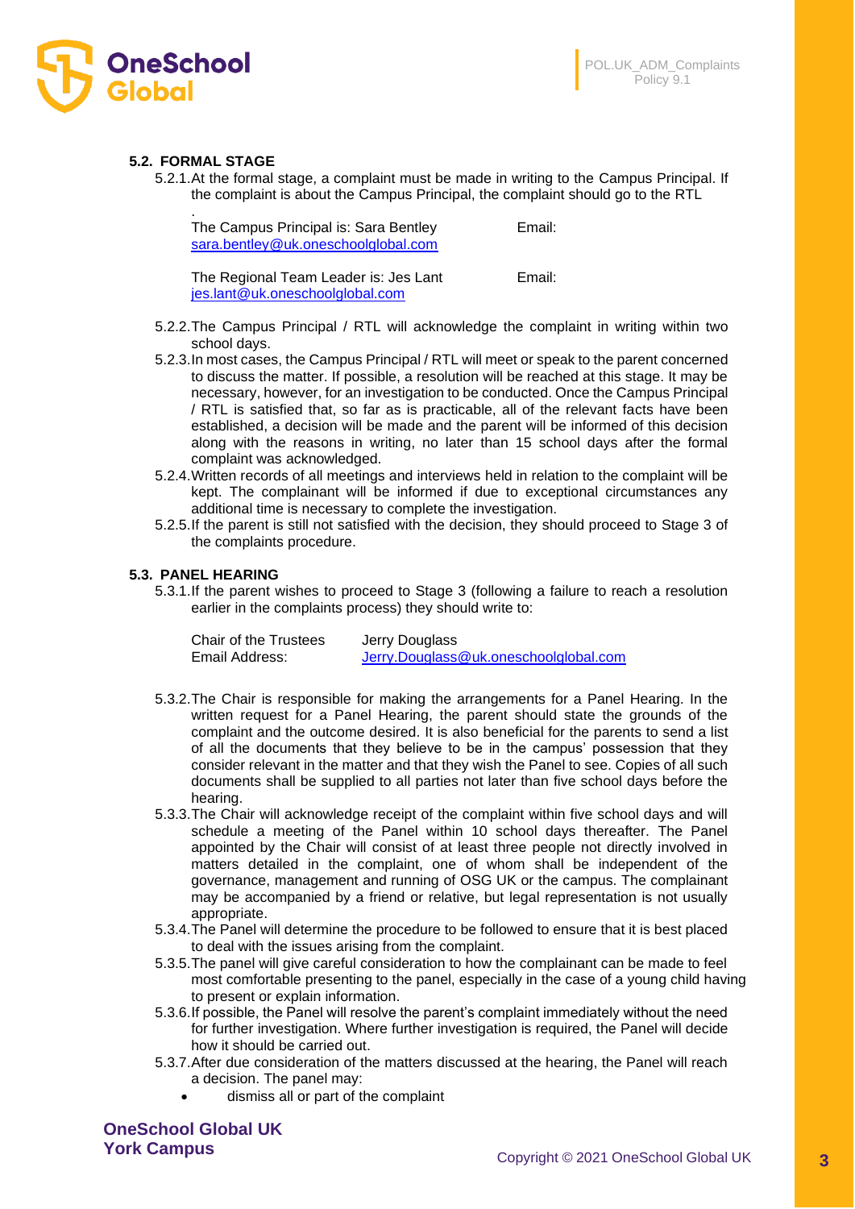### 5.2. FORMAL STAGE

5.2.1. At the formal stage, a complaint must be made in writing to the Campus Principal. If the complaint is about the Campus Principal, the complaint should go to the RTL

.

The Campus Principal is: Sara Bentley Email: sara.bentley@uk.oneschoolglobal.com

The Regional Team Leader is: Jes Lant Email: jes.lant@uk.oneschoolglobal.com

5.2.2. The Campus Principal / RTL will acknowledge the complaint in writing within two school days.

5.2.3. In most cases, the Campus Principal / RTL will meet or speak to the parent concerned to discuss the matter. If possible, a resolution will be reached at this stage. It may be necessary, however, for an investigation to be conducted. Once the Campus Principal / RTL is satisfied that, so far as is practicable, all of the relevant facts have been established, a decision will be made and the parent will be informed of this decision along with the reasons in writing, no later than 15 school days after the formal complaint was acknowledged.

5.2.4. Written records of all meetings and interviews held in relation to the complaint will be kept. The complainant will be informed if due to exceptional circumstances any additional time is necessary to complete the investigation.

5.2.5. If the parent is still not satisfied with the decision, they should proceed to Stage 3 of the complaints procedure.

### 5.3. PANEL HEARING

5.3.1. If the parent wishes to proceed to Stage 3 (following a failure to reach a resolution earlier in the complaints process) they should write to:

Chair of the Trustees Jerry Douglass
Email Address: Jerry.Douglass@uk.oneschoolglobal.com

5.3.2. The Chair is responsible for making the arrangements for a Panel Hearing. In the written request for a Panel Hearing, the parent should state the grounds of the complaint and the outcome desired. It is also beneficial for the parents to send a list of all the documents that they believe to be in the campus' possession that they consider relevant in the matter and that they wish the Panel to see. Copies of all such documents shall be supplied to all parties not later than five school days before the hearing.

5.3.3. The Chair will acknowledge receipt of the complaint within five school days and will schedule a meeting of the Panel within 10 school days thereafter. The Panel appointed by the Chair will consist of at least three people not directly involved in matters detailed in the complaint, one of whom shall be independent of the governance, management and running of OSG UK or the campus. The complainant may be accompanied by a friend or relative, but legal representation is not usually appropriate.

5.3.4. The Panel will determine the procedure to be followed to ensure that it is best placed to deal with the issues arising from the complaint.

5.3.5. The panel will give careful consideration to how the complainant can be made to feel most comfortable presenting to the panel, especially in the case of a young child having to present or explain information.

5.3.6. If possible, the Panel will resolve the parent's complaint immediately without the need for further investigation. Where further investigation is required, the Panel will decide how it should be carried out.

5.3.7. After due consideration of the matters discussed at the hearing, the Panel will reach a decision. The panel may:

- dismiss all or part of the complaint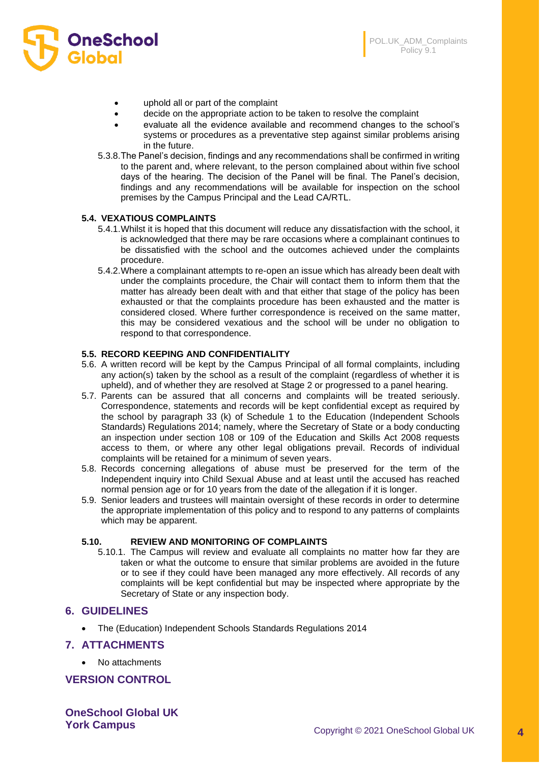- uphold all or part of the complaint
- decide on the appropriate action to be taken to resolve the complaint
- evaluate all the evidence available and recommend changes to the school's systems or procedures as a preventative step against similar problems arising in the future.

5.3.8. The Panel's decision, findings and any recommendations shall be confirmed in writing to the parent and, where relevant, to the person complained about within five school days of the hearing. The decision of the Panel will be final. The Panel's decision, findings and any recommendations will be available for inspection on the school premises by the Campus Principal and the Lead CA/RTL.

**5.4. VEXATIOUS COMPLAINTS**

5.4.1. Whilst it is hoped that this document will reduce any dissatisfaction with the school, it is acknowledged that there may be rare occasions where a complainant continues to be dissatisfied with the school and the outcomes achieved under the complaints procedure.

5.4.2. Where a complainant attempts to re-open an issue which has already been dealt with under the complaints procedure, the Chair will contact them to inform them that the matter has already been dealt with and that either that stage of the policy has been exhausted or that the complaints procedure has been exhausted and the matter is considered closed. Where further correspondence is received on the same matter, this may be considered vexatious and the school will be under no obligation to respond to that correspondence.

**5.5. RECORD KEEPING AND CONFIDENTIALITY**

5.6. A written record will be kept by the Campus Principal of all formal complaints, including any action(s) taken by the school as a result of the complaint (regardless of whether it is upheld), and of whether they are resolved at Stage 2 or progressed to a panel hearing.

5.7. Parents can be assured that all concerns and complaints will be treated seriously. Correspondence, statements and records will be kept confidential except as required by the school by paragraph 33 (k) of Schedule 1 to the Education (Independent Schools Standards) Regulations 2014; namely, where the Secretary of State or a body conducting an inspection under section 108 or 109 of the Education and Skills Act 2008 requests access to them, or where any other legal obligations prevail. Records of individual complaints will be retained for a minimum of seven years.

5.8. Records concerning allegations of abuse must be preserved for the term of the Independent inquiry into Child Sexual Abuse and at least until the accused has reached normal pension age or for 10 years from the date of the allegation if it is longer.

5.9. Senior leaders and trustees will maintain oversight of these records in order to determine the appropriate implementation of this policy and to respond to any patterns of complaints which may be apparent.

**5.10. REVIEW AND MONITORING OF COMPLAINTS**

5.10.1. The Campus will review and evaluate all complaints no matter how far they are taken or what the outcome to ensure that similar problems are avoided in the future or to see if they could have been managed any more effectively. All records of any complaints will be kept confidential but may be inspected where appropriate by the Secretary of State or any inspection body.

## 6. GUIDELINES

- The (Education) Independent Schools Standards Regulations 2014

## 7. ATTACHMENTS

- No attachments

## VERSION CONTROL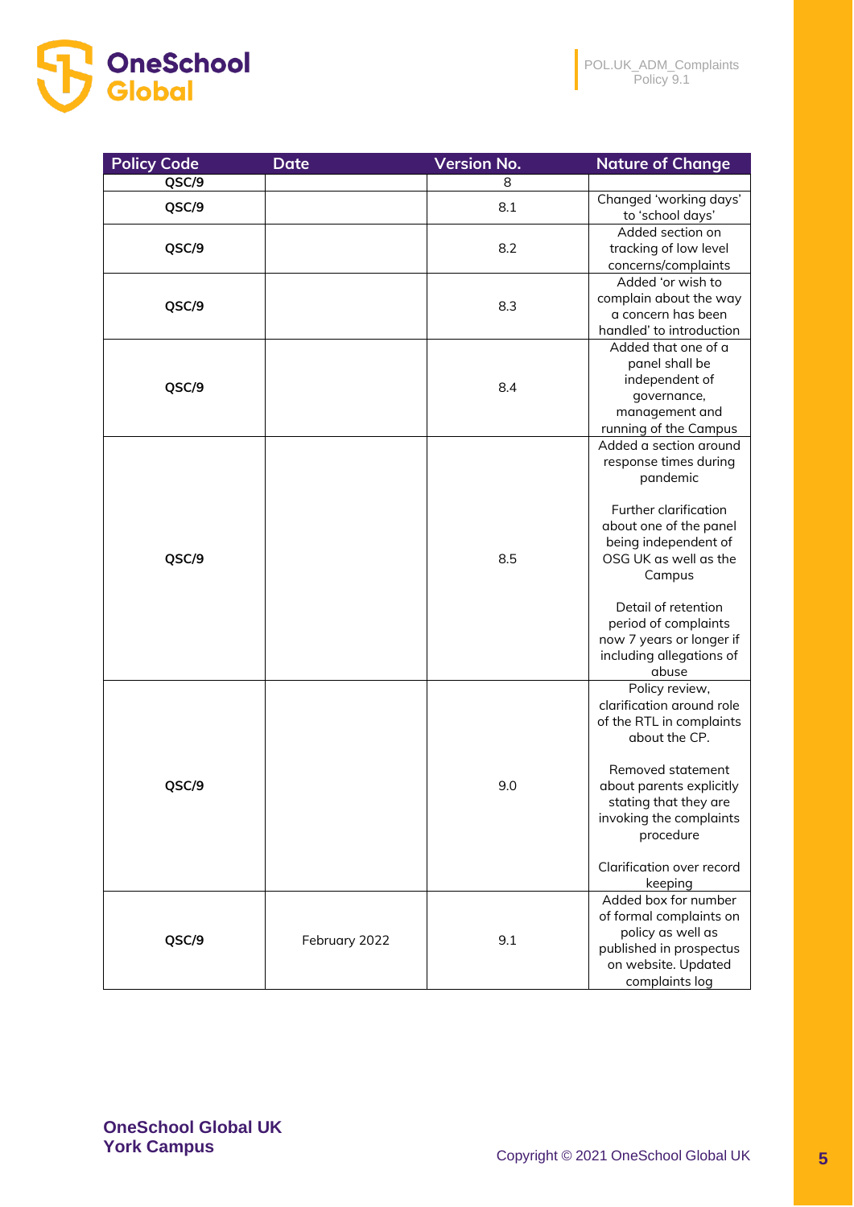| Policy Code | Date | Version No. | Nature of Change |
|---|---|---|---|
| QSC/9 | | 8 | |
| QSC/9 | | 8.1 | Changed 'working days' to 'school days' |
| QSC/9 | | 8.2 | Added section on tracking of low level concerns/complaints |
| QSC/9 | | 8.3 | Added 'or wish to complain about the way a concern has been handled' to introduction |
| QSC/9 | | 8.4 | Added that one of a panel shall be independent of governance, management and running of the Campus |
| QSC/9 | | 8.5 | Added a section around response times during pandemic<br><br>Further clarification about one of the panel being independent of OSG UK as well as the Campus<br><br>Detail of retention period of complaints now 7 years or longer if including allegations of abuse |
| QSC/9 | | 9.0 | Policy review, clarification around role of the RTL in complaints about the CP.<br><br>Removed statement about parents explicitly stating that they are invoking the complaints procedure<br><br>Clarification over record keeping |
| QSC/9 | February 2022 | 9.1 | Added box for number of formal complaints on policy as well as published in prospectus on website. Updated complaints log |

**OneSchool Global UK**
**York Campus**